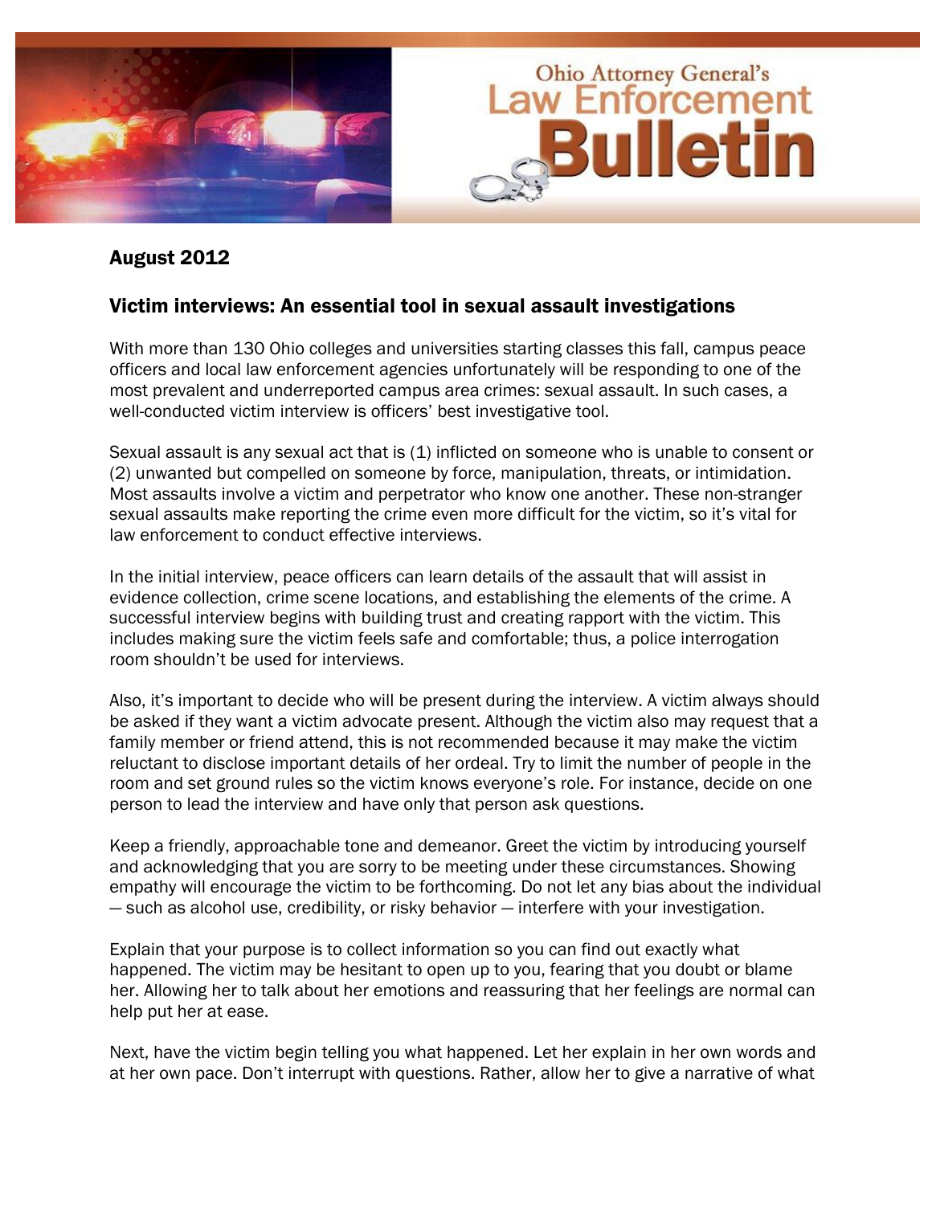# Ohio Attorney General's Law Enforcement Bulletin

## August 2012

## Victim interviews: An essential tool in sexual assault investigations

With more than 130 Ohio colleges and universities starting classes this fall, campus peace officers and local law enforcement agencies unfortunately will be responding to one of the most prevalent and underreported campus area crimes: sexual assault. In such cases, a well-conducted victim interview is officers' best investigative tool.

Sexual assault is any sexual act that is (1) inflicted on someone who is unable to consent or (2) unwanted but compelled on someone by force, manipulation, threats, or intimidation. Most assaults involve a victim and perpetrator who know one another. These non-stranger sexual assaults make reporting the crime even more difficult for the victim, so it's vital for law enforcement to conduct effective interviews.

In the initial interview, peace officers can learn details of the assault that will assist in evidence collection, crime scene locations, and establishing the elements of the crime. A successful interview begins with building trust and creating rapport with the victim. This includes making sure the victim feels safe and comfortable; thus, a police interrogation room shouldn't be used for interviews.

Also, it's important to decide who will be present during the interview. A victim always should be asked if they want a victim advocate present. Although the victim also may request that a family member or friend attend, this is not recommended because it may make the victim reluctant to disclose important details of her ordeal. Try to limit the number of people in the room and set ground rules so the victim knows everyone's role. For instance, decide on one person to lead the interview and have only that person ask questions.

Keep a friendly, approachable tone and demeanor. Greet the victim by introducing yourself and acknowledging that you are sorry to be meeting under these circumstances. Showing empathy will encourage the victim to be forthcoming. Do not let any bias about the individual — such as alcohol use, credibility, or risky behavior — interfere with your investigation.

Explain that your purpose is to collect information so you can find out exactly what happened. The victim may be hesitant to open up to you, fearing that you doubt or blame her. Allowing her to talk about her emotions and reassuring that her feelings are normal can help put her at ease.

Next, have the victim begin telling you what happened. Let her explain in her own words and at her own pace. Don't interrupt with questions. Rather, allow her to give a narrative of what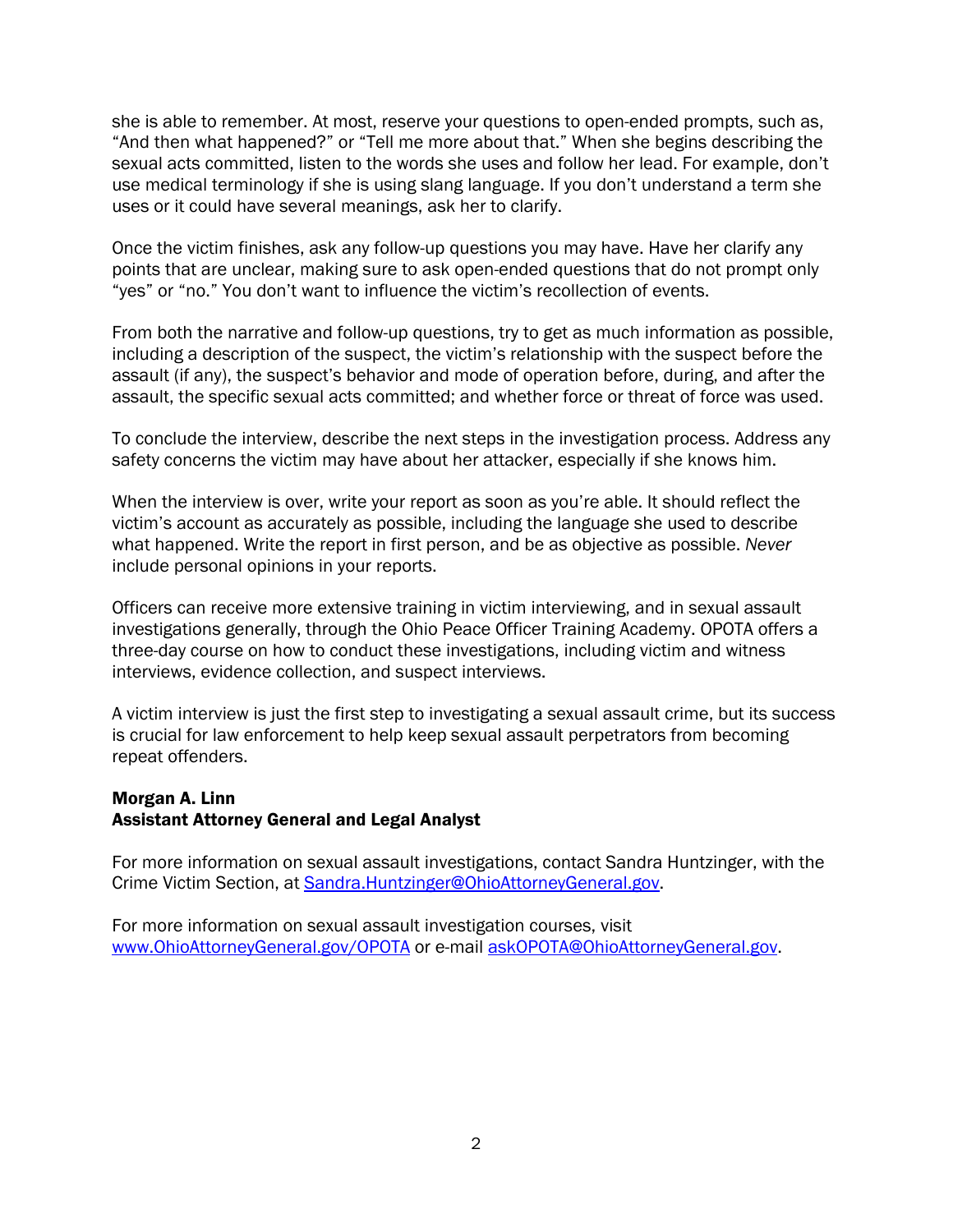she is able to remember. At most, reserve your questions to open-ended prompts, such as, “And then what happened?” or “Tell me more about that.” When she begins describing the sexual acts committed, listen to the words she uses and follow her lead. For example, don’t use medical terminology if she is using slang language. If you don’t understand a term she uses or it could have several meanings, ask her to clarify.

Once the victim finishes, ask any follow-up questions you may have. Have her clarify any points that are unclear, making sure to ask open-ended questions that do not prompt only “yes” or “no.” You don’t want to influence the victim’s recollection of events.

From both the narrative and follow-up questions, try to get as much information as possible, including a description of the suspect, the victim’s relationship with the suspect before the assault (if any), the suspect’s behavior and mode of operation before, during, and after the assault, the specific sexual acts committed; and whether force or threat of force was used.

To conclude the interview, describe the next steps in the investigation process. Address any safety concerns the victim may have about her attacker, especially if she knows him.

When the interview is over, write your report as soon as you’re able. It should reflect the victim’s account as accurately as possible, including the language she used to describe what happened. Write the report in first person, and be as objective as possible. *Never* include personal opinions in your reports.

Officers can receive more extensive training in victim interviewing, and in sexual assault investigations generally, through the Ohio Peace Officer Training Academy. OPOTA offers a three-day course on how to conduct these investigations, including victim and witness interviews, evidence collection, and suspect interviews.

A victim interview is just the first step to investigating a sexual assault crime, but its success is crucial for law enforcement to help keep sexual assault perpetrators from becoming repeat offenders.

**Morgan A. Linn**
**Assistant Attorney General and Legal Analyst**

For more information on sexual assault investigations, contact Sandra Huntzinger, with the Crime Victim Section, at [Sandra.Huntzinger@OhioAttorneyGeneral.gov](mailto:Sandra.Huntzinger@OhioAttorneyGeneral.gov).

For more information on sexual assault investigation courses, visit [www.OhioAttorneyGeneral.gov/OPOTA](http://www.OhioAttorneyGeneral.gov/OPOTA) or e-mail [askOPOTA@OhioAttorneyGeneral.gov](mailto:askOPOTA@OhioAttorneyGeneral.gov).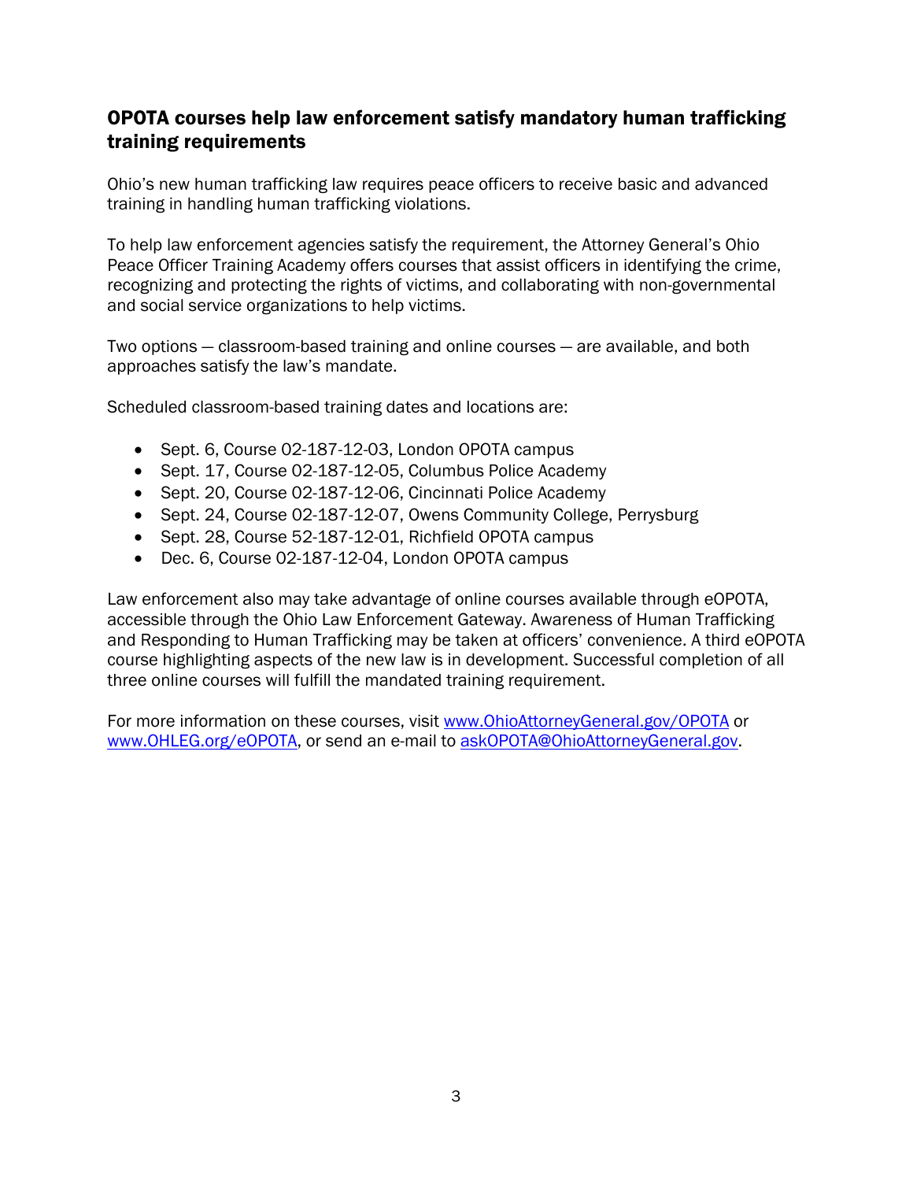## OPOTA courses help law enforcement satisfy mandatory human trafficking training requirements

Ohio's new human trafficking law requires peace officers to receive basic and advanced training in handling human trafficking violations.

To help law enforcement agencies satisfy the requirement, the Attorney General's Ohio Peace Officer Training Academy offers courses that assist officers in identifying the crime, recognizing and protecting the rights of victims, and collaborating with non-governmental and social service organizations to help victims.

Two options — classroom-based training and online courses — are available, and both approaches satisfy the law's mandate.

Scheduled classroom-based training dates and locations are:

- Sept. 6, Course 02-187-12-03, London OPOTA campus
- Sept. 17, Course 02-187-12-05, Columbus Police Academy
- Sept. 20, Course 02-187-12-06, Cincinnati Police Academy
- Sept. 24, Course 02-187-12-07, Owens Community College, Perrysburg
- Sept. 28, Course 52-187-12-01, Richfield OPOTA campus
- Dec. 6, Course 02-187-12-04, London OPOTA campus

Law enforcement also may take advantage of online courses available through eOPOTA, accessible through the Ohio Law Enforcement Gateway. Awareness of Human Trafficking and Responding to Human Trafficking may be taken at officers' convenience. A third eOPOTA course highlighting aspects of the new law is in development. Successful completion of all three online courses will fulfill the mandated training requirement.

For more information on these courses, visit www.OhioAttorneyGeneral.gov/OPOTA or www.OHLEG.org/eOPOTA, or send an e-mail to askOPOTA@OhioAttorneyGeneral.gov.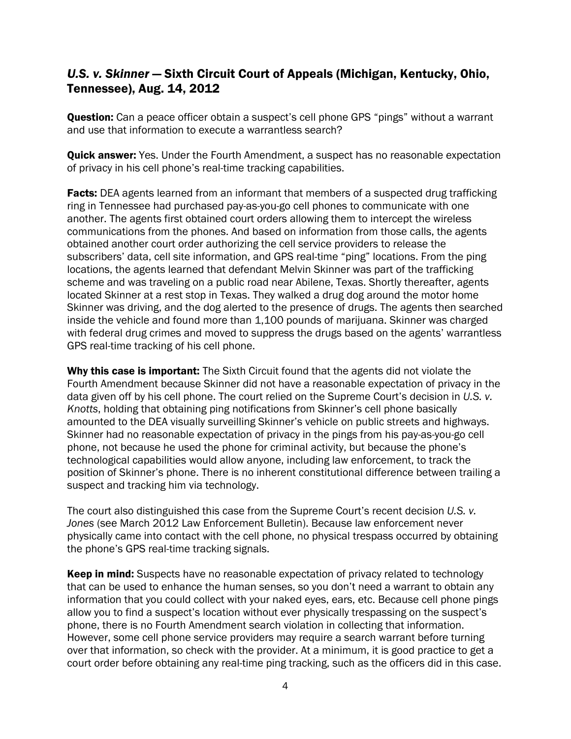## *U.S. v. Skinner* — Sixth Circuit Court of Appeals (Michigan, Kentucky, Ohio, Tennessee), Aug. 14, 2012

**Question:** Can a peace officer obtain a suspect's cell phone GPS "pings" without a warrant and use that information to execute a warrantless search?

**Quick answer:** Yes. Under the Fourth Amendment, a suspect has no reasonable expectation of privacy in his cell phone's real-time tracking capabilities.

**Facts:** DEA agents learned from an informant that members of a suspected drug trafficking ring in Tennessee had purchased pay-as-you-go cell phones to communicate with one another. The agents first obtained court orders allowing them to intercept the wireless communications from the phones. And based on information from those calls, the agents obtained another court order authorizing the cell service providers to release the subscribers' data, cell site information, and GPS real-time "ping" locations. From the ping locations, the agents learned that defendant Melvin Skinner was part of the trafficking scheme and was traveling on a public road near Abilene, Texas. Shortly thereafter, agents located Skinner at a rest stop in Texas. They walked a drug dog around the motor home Skinner was driving, and the dog alerted to the presence of drugs. The agents then searched inside the vehicle and found more than 1,100 pounds of marijuana. Skinner was charged with federal drug crimes and moved to suppress the drugs based on the agents' warrantless GPS real-time tracking of his cell phone.

**Why this case is important:** The Sixth Circuit found that the agents did not violate the Fourth Amendment because Skinner did not have a reasonable expectation of privacy in the data given off by his cell phone. The court relied on the Supreme Court's decision in *U.S. v. Knotts*, holding that obtaining ping notifications from Skinner's cell phone basically amounted to the DEA visually surveilling Skinner's vehicle on public streets and highways. Skinner had no reasonable expectation of privacy in the pings from his pay-as-you-go cell phone, not because he used the phone for criminal activity, but because the phone's technological capabilities would allow anyone, including law enforcement, to track the position of Skinner's phone. There is no inherent constitutional difference between trailing a suspect and tracking him via technology.

The court also distinguished this case from the Supreme Court's recent decision *U.S. v. Jones* (see March 2012 Law Enforcement Bulletin). Because law enforcement never physically came into contact with the cell phone, no physical trespass occurred by obtaining the phone's GPS real-time tracking signals.

**Keep in mind:** Suspects have no reasonable expectation of privacy related to technology that can be used to enhance the human senses, so you don't need a warrant to obtain any information that you could collect with your naked eyes, ears, etc. Because cell phone pings allow you to find a suspect's location without ever physically trespassing on the suspect's phone, there is no Fourth Amendment search violation in collecting that information. However, some cell phone service providers may require a search warrant before turning over that information, so check with the provider. At a minimum, it is good practice to get a court order before obtaining any real-time ping tracking, such as the officers did in this case.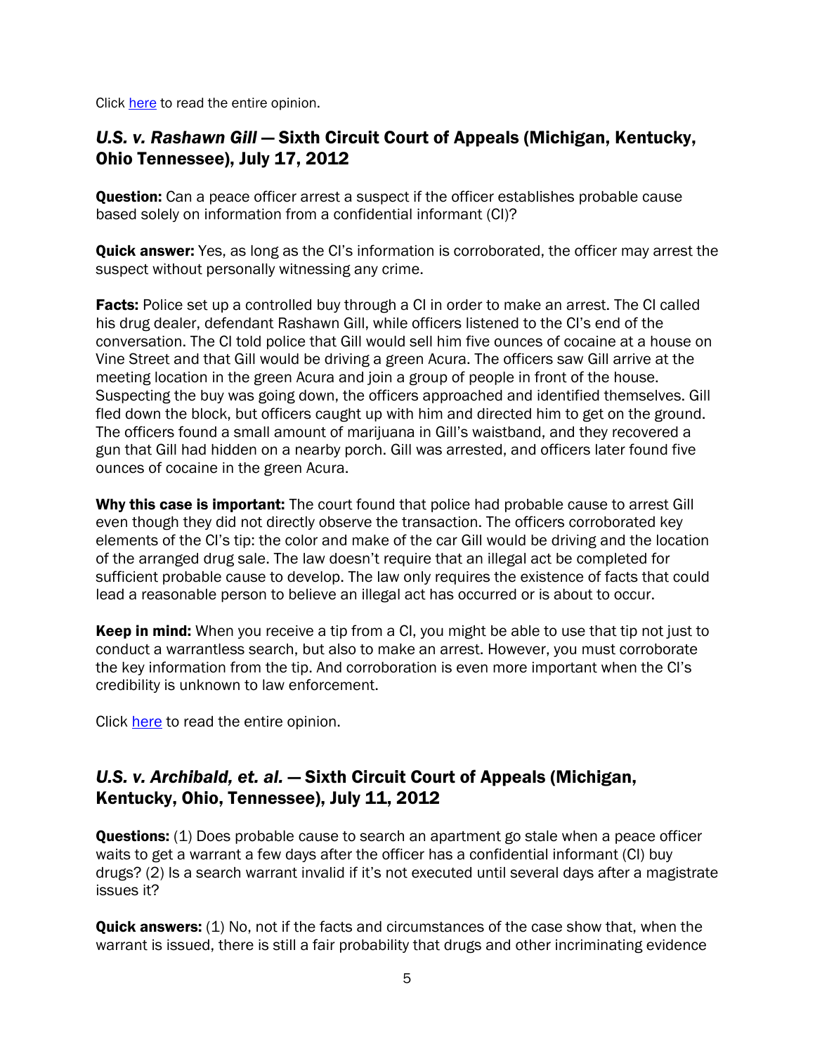Click [here]() to read the entire opinion.

## *U.S. v. Rashawn Gill* — Sixth Circuit Court of Appeals (Michigan, Kentucky, Ohio Tennessee), July 17, 2012

**Question:** Can a peace officer arrest a suspect if the officer establishes probable cause based solely on information from a confidential informant (CI)?

**Quick answer:** Yes, as long as the CI's information is corroborated, the officer may arrest the suspect without personally witnessing any crime.

**Facts:** Police set up a controlled buy through a CI in order to make an arrest. The CI called his drug dealer, defendant Rashawn Gill, while officers listened to the CI's end of the conversation. The CI told police that Gill would sell him five ounces of cocaine at a house on Vine Street and that Gill would be driving a green Acura. The officers saw Gill arrive at the meeting location in the green Acura and join a group of people in front of the house. Suspecting the buy was going down, the officers approached and identified themselves. Gill fled down the block, but officers caught up with him and directed him to get on the ground. The officers found a small amount of marijuana in Gill's waistband, and they recovered a gun that Gill had hidden on a nearby porch. Gill was arrested, and officers later found five ounces of cocaine in the green Acura.

**Why this case is important:** The court found that police had probable cause to arrest Gill even though they did not directly observe the transaction. The officers corroborated key elements of the CI's tip: the color and make of the car Gill would be driving and the location of the arranged drug sale. The law doesn't require that an illegal act be completed for sufficient probable cause to develop. The law only requires the existence of facts that could lead a reasonable person to believe an illegal act has occurred or is about to occur.

**Keep in mind:** When you receive a tip from a CI, you might be able to use that tip not just to conduct a warrantless search, but also to make an arrest. However, you must corroborate the key information from the tip. And corroboration is even more important when the CI's credibility is unknown to law enforcement.

Click [here]() to read the entire opinion.

## *U.S. v. Archibald, et. al.* — Sixth Circuit Court of Appeals (Michigan, Kentucky, Ohio, Tennessee), July 11, 2012

**Questions:** (1) Does probable cause to search an apartment go stale when a peace officer waits to get a warrant a few days after the officer has a confidential informant (CI) buy drugs? (2) Is a search warrant invalid if it's not executed until several days after a magistrate issues it?

**Quick answers:** (1) No, not if the facts and circumstances of the case show that, when the warrant is issued, there is still a fair probability that drugs and other incriminating evidence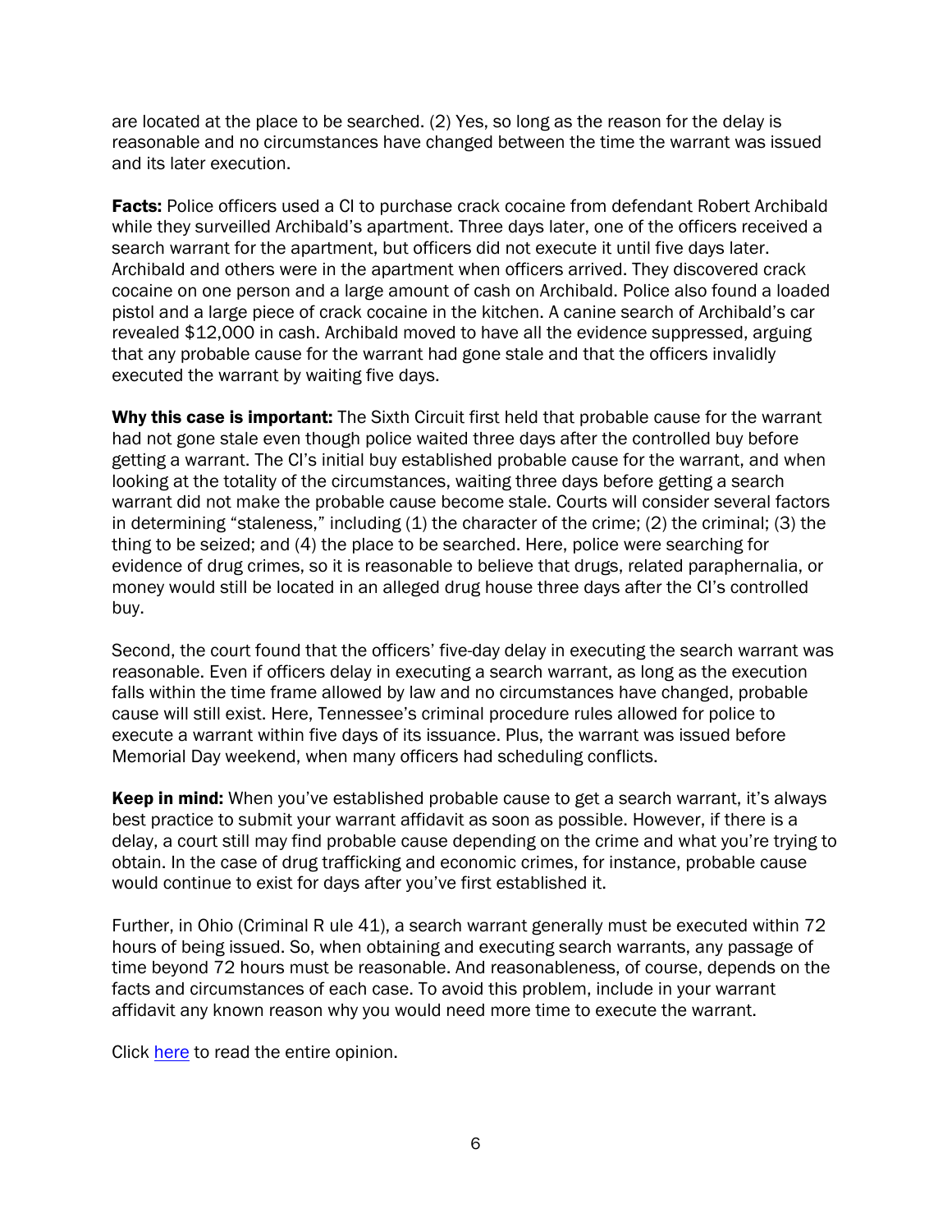are located at the place to be searched. (2) Yes, so long as the reason for the delay is reasonable and no circumstances have changed between the time the warrant was issued and its later execution.

**Facts:** Police officers used a CI to purchase crack cocaine from defendant Robert Archibald while they surveilled Archibald's apartment. Three days later, one of the officers received a search warrant for the apartment, but officers did not execute it until five days later. Archibald and others were in the apartment when officers arrived. They discovered crack cocaine on one person and a large amount of cash on Archibald. Police also found a loaded pistol and a large piece of crack cocaine in the kitchen. A canine search of Archibald's car revealed $12,000 in cash. Archibald moved to have all the evidence suppressed, arguing that any probable cause for the warrant had gone stale and that the officers invalidly executed the warrant by waiting five days.

**Why this case is important:** The Sixth Circuit first held that probable cause for the warrant had not gone stale even though police waited three days after the controlled buy before getting a warrant. The CI's initial buy established probable cause for the warrant, and when looking at the totality of the circumstances, waiting three days before getting a search warrant did not make the probable cause become stale. Courts will consider several factors in determining "staleness," including (1) the character of the crime; (2) the criminal; (3) the thing to be seized; and (4) the place to be searched. Here, police were searching for evidence of drug crimes, so it is reasonable to believe that drugs, related paraphernalia, or money would still be located in an alleged drug house three days after the CI's controlled buy.

Second, the court found that the officers' five-day delay in executing the search warrant was reasonable. Even if officers delay in executing a search warrant, as long as the execution falls within the time frame allowed by law and no circumstances have changed, probable cause will still exist. Here, Tennessee's criminal procedure rules allowed for police to execute a warrant within five days of its issuance. Plus, the warrant was issued before Memorial Day weekend, when many officers had scheduling conflicts.

**Keep in mind:** When you've established probable cause to get a search warrant, it's always best practice to submit your warrant affidavit as soon as possible. However, if there is a delay, a court still may find probable cause depending on the crime and what you're trying to obtain. In the case of drug trafficking and economic crimes, for instance, probable cause would continue to exist for days after you've first established it.

Further, in Ohio (Criminal R ule 41), a search warrant generally must be executed within 72 hours of being issued. So, when obtaining and executing search warrants, any passage of time beyond 72 hours must be reasonable. And reasonableness, of course, depends on the facts and circumstances of each case. To avoid this problem, include in your warrant affidavit any known reason why you would need more time to execute the warrant.

Click here to read the entire opinion.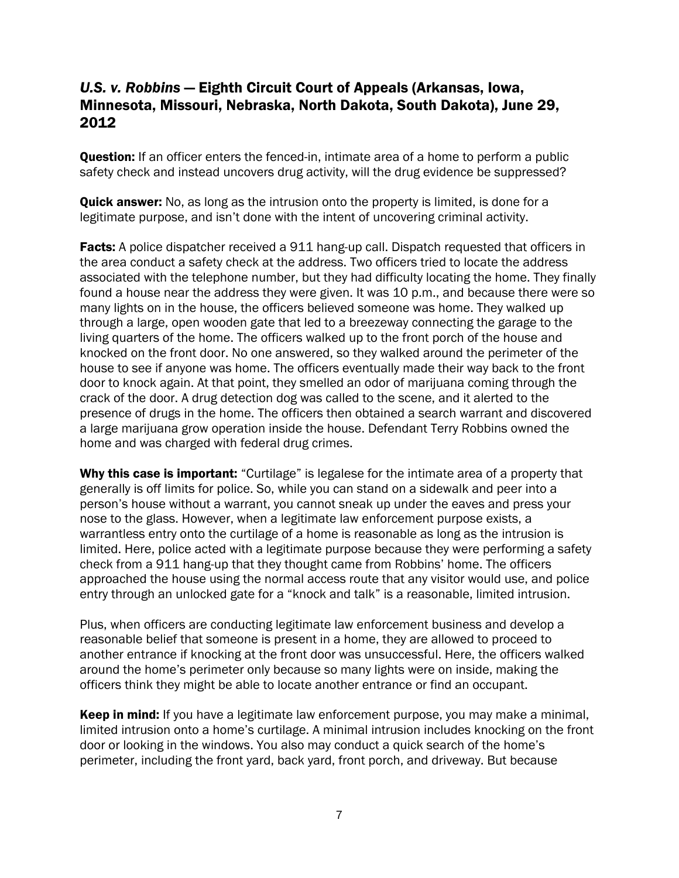## *U.S. v. Robbins* — Eighth Circuit Court of Appeals (Arkansas, Iowa, Minnesota, Missouri, Nebraska, North Dakota, South Dakota), June 29, 2012

**Question:** If an officer enters the fenced-in, intimate area of a home to perform a public safety check and instead uncovers drug activity, will the drug evidence be suppressed?

**Quick answer:** No, as long as the intrusion onto the property is limited, is done for a legitimate purpose, and isn't done with the intent of uncovering criminal activity.

**Facts:** A police dispatcher received a 911 hang-up call. Dispatch requested that officers in the area conduct a safety check at the address. Two officers tried to locate the address associated with the telephone number, but they had difficulty locating the home. They finally found a house near the address they were given. It was 10 p.m., and because there were so many lights on in the house, the officers believed someone was home. They walked up through a large, open wooden gate that led to a breezeway connecting the garage to the living quarters of the home. The officers walked up to the front porch of the house and knocked on the front door. No one answered, so they walked around the perimeter of the house to see if anyone was home. The officers eventually made their way back to the front door to knock again. At that point, they smelled an odor of marijuana coming through the crack of the door. A drug detection dog was called to the scene, and it alerted to the presence of drugs in the home. The officers then obtained a search warrant and discovered a large marijuana grow operation inside the house. Defendant Terry Robbins owned the home and was charged with federal drug crimes.

**Why this case is important:** "Curtilage" is legalese for the intimate area of a property that generally is off limits for police. So, while you can stand on a sidewalk and peer into a person's house without a warrant, you cannot sneak up under the eaves and press your nose to the glass. However, when a legitimate law enforcement purpose exists, a warrantless entry onto the curtilage of a home is reasonable as long as the intrusion is limited. Here, police acted with a legitimate purpose because they were performing a safety check from a 911 hang-up that they thought came from Robbins' home. The officers approached the house using the normal access route that any visitor would use, and police entry through an unlocked gate for a "knock and talk" is a reasonable, limited intrusion.

Plus, when officers are conducting legitimate law enforcement business and develop a reasonable belief that someone is present in a home, they are allowed to proceed to another entrance if knocking at the front door was unsuccessful. Here, the officers walked around the home's perimeter only because so many lights were on inside, making the officers think they might be able to locate another entrance or find an occupant.

**Keep in mind:** If you have a legitimate law enforcement purpose, you may make a minimal, limited intrusion onto a home's curtilage. A minimal intrusion includes knocking on the front door or looking in the windows. You also may conduct a quick search of the home's perimeter, including the front yard, back yard, front porch, and driveway. But because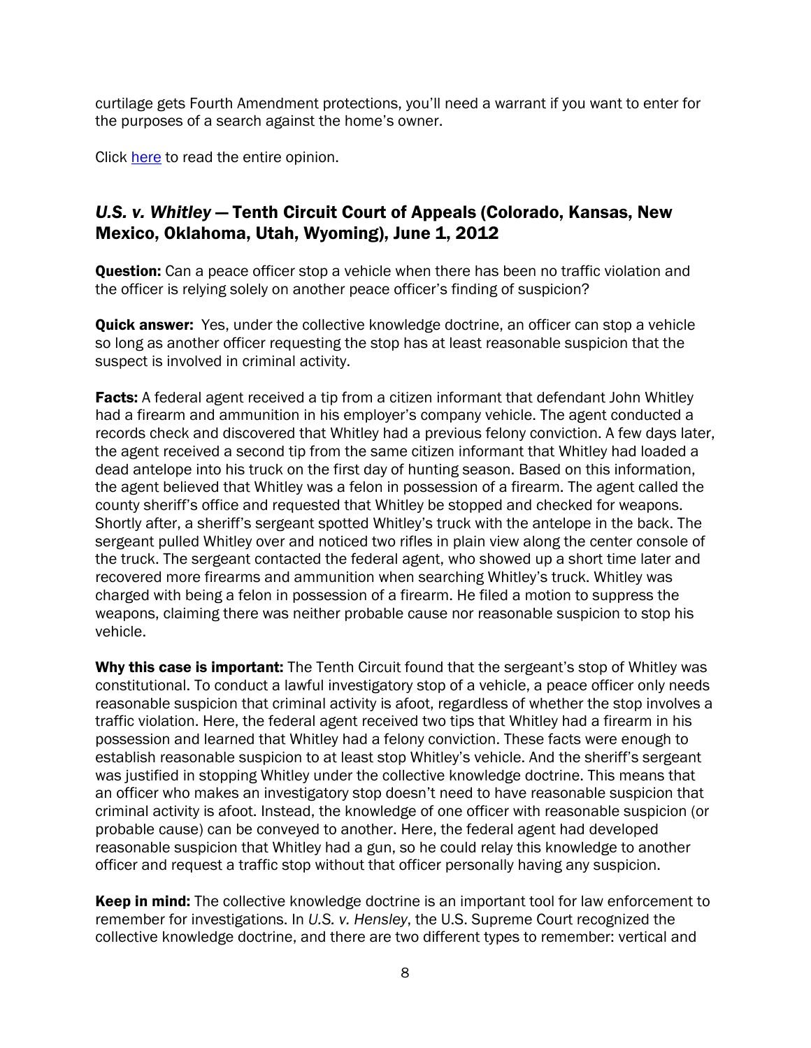curtilage gets Fourth Amendment protections, you'll need a warrant if you want to enter for the purposes of a search against the home's owner.

Click [here](here) to read the entire opinion.

## *U.S. v. Whitley* — Tenth Circuit Court of Appeals (Colorado, Kansas, New Mexico, Oklahoma, Utah, Wyoming), June 1, 2012

**Question:** Can a peace officer stop a vehicle when there has been no traffic violation and the officer is relying solely on another peace officer's finding of suspicion?

**Quick answer:** Yes, under the collective knowledge doctrine, an officer can stop a vehicle so long as another officer requesting the stop has at least reasonable suspicion that the suspect is involved in criminal activity.

**Facts:** A federal agent received a tip from a citizen informant that defendant John Whitley had a firearm and ammunition in his employer's company vehicle. The agent conducted a records check and discovered that Whitley had a previous felony conviction. A few days later, the agent received a second tip from the same citizen informant that Whitley had loaded a dead antelope into his truck on the first day of hunting season. Based on this information, the agent believed that Whitley was a felon in possession of a firearm. The agent called the county sheriff's office and requested that Whitley be stopped and checked for weapons. Shortly after, a sheriff's sergeant spotted Whitley's truck with the antelope in the back. The sergeant pulled Whitley over and noticed two rifles in plain view along the center console of the truck. The sergeant contacted the federal agent, who showed up a short time later and recovered more firearms and ammunition when searching Whitley's truck. Whitley was charged with being a felon in possession of a firearm. He filed a motion to suppress the weapons, claiming there was neither probable cause nor reasonable suspicion to stop his vehicle.

**Why this case is important:** The Tenth Circuit found that the sergeant's stop of Whitley was constitutional. To conduct a lawful investigatory stop of a vehicle, a peace officer only needs reasonable suspicion that criminal activity is afoot, regardless of whether the stop involves a traffic violation. Here, the federal agent received two tips that Whitley had a firearm in his possession and learned that Whitley had a felony conviction. These facts were enough to establish reasonable suspicion to at least stop Whitley's vehicle. And the sheriff's sergeant was justified in stopping Whitley under the collective knowledge doctrine. This means that an officer who makes an investigatory stop doesn't need to have reasonable suspicion that criminal activity is afoot. Instead, the knowledge of one officer with reasonable suspicion (or probable cause) can be conveyed to another. Here, the federal agent had developed reasonable suspicion that Whitley had a gun, so he could relay this knowledge to another officer and request a traffic stop without that officer personally having any suspicion.

**Keep in mind:** The collective knowledge doctrine is an important tool for law enforcement to remember for investigations. In *U.S. v. Hensley*, the U.S. Supreme Court recognized the collective knowledge doctrine, and there are two different types to remember: vertical and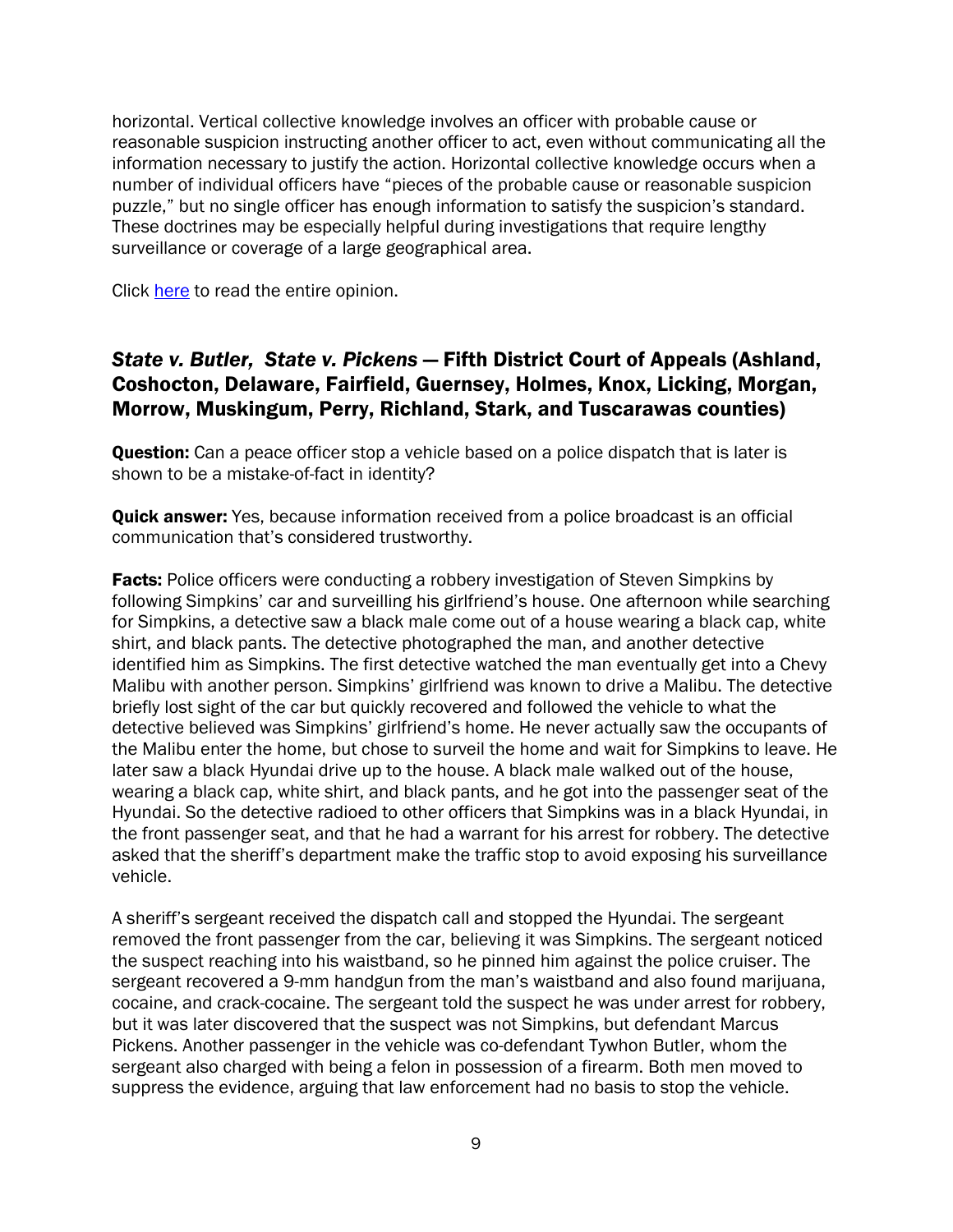horizontal. Vertical collective knowledge involves an officer with probable cause or reasonable suspicion instructing another officer to act, even without communicating all the information necessary to justify the action. Horizontal collective knowledge occurs when a number of individual officers have "pieces of the probable cause or reasonable suspicion puzzle," but no single officer has enough information to satisfy the suspicion's standard. These doctrines may be especially helpful during investigations that require lengthy surveillance or coverage of a large geographical area.

Click here to read the entire opinion.

## *State v. Butler, State v. Pickens* — Fifth District Court of Appeals (Ashland, Coshocton, Delaware, Fairfield, Guernsey, Holmes, Knox, Licking, Morgan, Morrow, Muskingum, Perry, Richland, Stark, and Tuscarawas counties)

**Question:** Can a peace officer stop a vehicle based on a police dispatch that is later is shown to be a mistake-of-fact in identity?

**Quick answer:** Yes, because information received from a police broadcast is an official communication that's considered trustworthy.

**Facts:** Police officers were conducting a robbery investigation of Steven Simpkins by following Simpkins' car and surveilling his girlfriend's house. One afternoon while searching for Simpkins, a detective saw a black male come out of a house wearing a black cap, white shirt, and black pants. The detective photographed the man, and another detective identified him as Simpkins. The first detective watched the man eventually get into a Chevy Malibu with another person. Simpkins' girlfriend was known to drive a Malibu. The detective briefly lost sight of the car but quickly recovered and followed the vehicle to what the detective believed was Simpkins' girlfriend's home. He never actually saw the occupants of the Malibu enter the home, but chose to surveil the home and wait for Simpkins to leave. He later saw a black Hyundai drive up to the house. A black male walked out of the house, wearing a black cap, white shirt, and black pants, and he got into the passenger seat of the Hyundai. So the detective radioed to other officers that Simpkins was in a black Hyundai, in the front passenger seat, and that he had a warrant for his arrest for robbery. The detective asked that the sheriff's department make the traffic stop to avoid exposing his surveillance vehicle.

A sheriff's sergeant received the dispatch call and stopped the Hyundai. The sergeant removed the front passenger from the car, believing it was Simpkins. The sergeant noticed the suspect reaching into his waistband, so he pinned him against the police cruiser. The sergeant recovered a 9-mm handgun from the man's waistband and also found marijuana, cocaine, and crack-cocaine. The sergeant told the suspect he was under arrest for robbery, but it was later discovered that the suspect was not Simpkins, but defendant Marcus Pickens. Another passenger in the vehicle was co-defendant Tywhon Butler, whom the sergeant also charged with being a felon in possession of a firearm. Both men moved to suppress the evidence, arguing that law enforcement had no basis to stop the vehicle.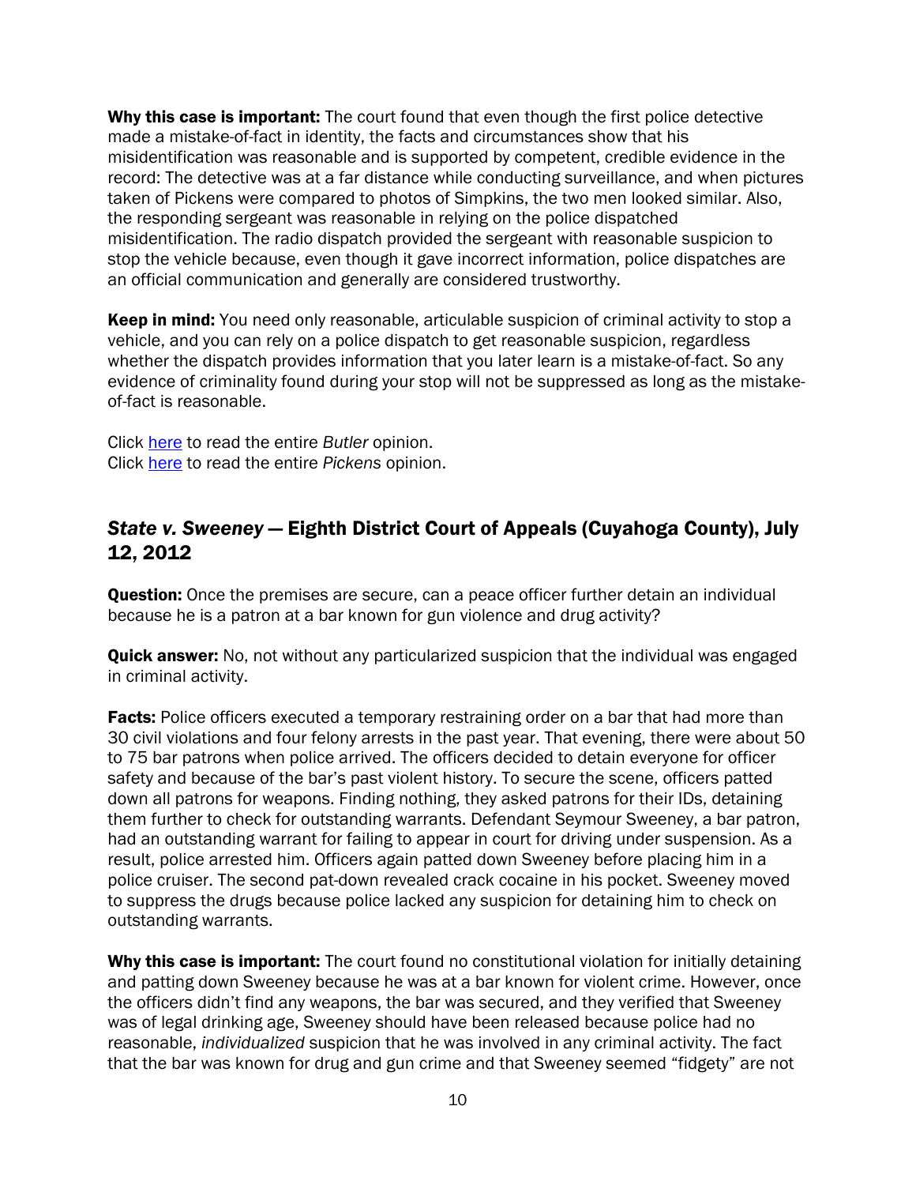**Why this case is important:** The court found that even though the first police detective made a mistake-of-fact in identity, the facts and circumstances show that his misidentification was reasonable and is supported by competent, credible evidence in the record: The detective was at a far distance while conducting surveillance, and when pictures taken of Pickens were compared to photos of Simpkins, the two men looked similar. Also, the responding sergeant was reasonable in relying on the police dispatched misidentification. The radio dispatch provided the sergeant with reasonable suspicion to stop the vehicle because, even though it gave incorrect information, police dispatches are an official communication and generally are considered trustworthy.

**Keep in mind:** You need only reasonable, articulable suspicion of criminal activity to stop a vehicle, and you can rely on a police dispatch to get reasonable suspicion, regardless whether the dispatch provides information that you later learn is a mistake-of-fact. So any evidence of criminality found during your stop will not be suppressed as long as the mistake-of-fact is reasonable.

Click here to read the entire *Butler* opinion.
Click here to read the entire *Pickens* opinion.

## *State v. Sweeney* — Eighth District Court of Appeals (Cuyahoga County), July 12, 2012

**Question:** Once the premises are secure, can a peace officer further detain an individual because he is a patron at a bar known for gun violence and drug activity?

**Quick answer:** No, not without any particularized suspicion that the individual was engaged in criminal activity.

**Facts:** Police officers executed a temporary restraining order on a bar that had more than 30 civil violations and four felony arrests in the past year. That evening, there were about 50 to 75 bar patrons when police arrived. The officers decided to detain everyone for officer safety and because of the bar's past violent history. To secure the scene, officers patted down all patrons for weapons. Finding nothing, they asked patrons for their IDs, detaining them further to check for outstanding warrants. Defendant Seymour Sweeney, a bar patron, had an outstanding warrant for failing to appear in court for driving under suspension. As a result, police arrested him. Officers again patted down Sweeney before placing him in a police cruiser. The second pat-down revealed crack cocaine in his pocket. Sweeney moved to suppress the drugs because police lacked any suspicion for detaining him to check on outstanding warrants.

**Why this case is important:** The court found no constitutional violation for initially detaining and patting down Sweeney because he was at a bar known for violent crime. However, once the officers didn't find any weapons, the bar was secured, and they verified that Sweeney was of legal drinking age, Sweeney should have been released because police had no reasonable, *individualized* suspicion that he was involved in any criminal activity. The fact that the bar was known for drug and gun crime and that Sweeney seemed "fidgety" are not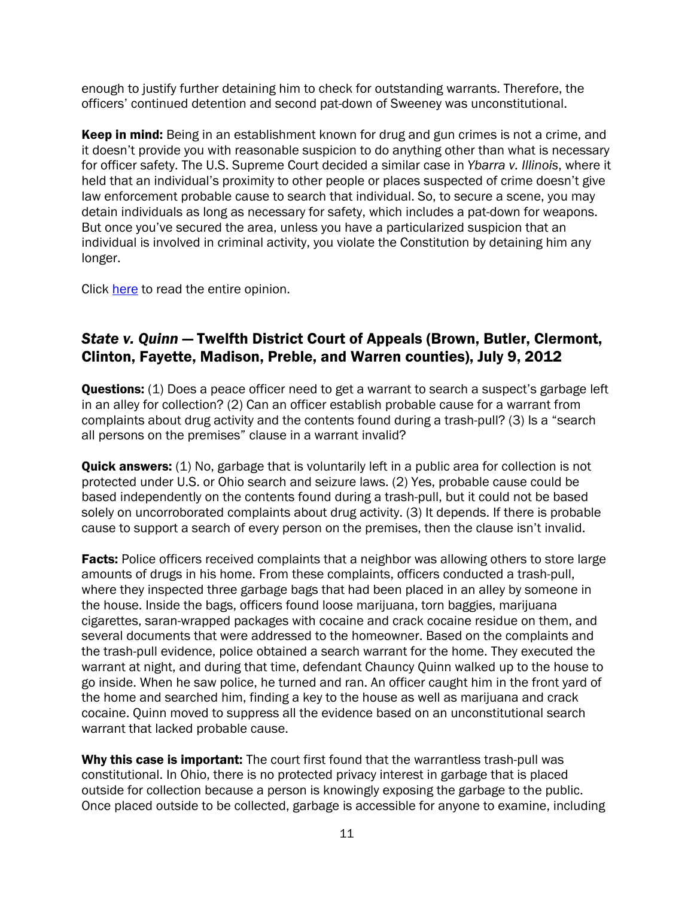enough to justify further detaining him to check for outstanding warrants. Therefore, the officers' continued detention and second pat-down of Sweeney was unconstitutional.

**Keep in mind:** Being in an establishment known for drug and gun crimes is not a crime, and it doesn't provide you with reasonable suspicion to do anything other than what is necessary for officer safety. The U.S. Supreme Court decided a similar case in *Ybarra v. Illinois*, where it held that an individual's proximity to other people or places suspected of crime doesn't give law enforcement probable cause to search that individual. So, to secure a scene, you may detain individuals as long as necessary for safety, which includes a pat-down for weapons. But once you've secured the area, unless you have a particularized suspicion that an individual is involved in criminal activity, you violate the Constitution by detaining him any longer.

Click [here] to read the entire opinion.

### *State v. Quinn* — Twelfth District Court of Appeals (Brown, Butler, Clermont, Clinton, Fayette, Madison, Preble, and Warren counties), July 9, 2012

**Questions:** (1) Does a peace officer need to get a warrant to search a suspect's garbage left in an alley for collection? (2) Can an officer establish probable cause for a warrant from complaints about drug activity and the contents found during a trash-pull? (3) Is a "search all persons on the premises" clause in a warrant invalid?

**Quick answers:** (1) No, garbage that is voluntarily left in a public area for collection is not protected under U.S. or Ohio search and seizure laws. (2) Yes, probable cause could be based independently on the contents found during a trash-pull, but it could not be based solely on uncorroborated complaints about drug activity. (3) It depends. If there is probable cause to support a search of every person on the premises, then the clause isn't invalid.

**Facts:** Police officers received complaints that a neighbor was allowing others to store large amounts of drugs in his home. From these complaints, officers conducted a trash-pull, where they inspected three garbage bags that had been placed in an alley by someone in the house. Inside the bags, officers found loose marijuana, torn baggies, marijuana cigarettes, saran-wrapped packages with cocaine and crack cocaine residue on them, and several documents that were addressed to the homeowner. Based on the complaints and the trash-pull evidence, police obtained a search warrant for the home. They executed the warrant at night, and during that time, defendant Chauncy Quinn walked up to the house to go inside. When he saw police, he turned and ran. An officer caught him in the front yard of the home and searched him, finding a key to the house as well as marijuana and crack cocaine. Quinn moved to suppress all the evidence based on an unconstitutional search warrant that lacked probable cause.

**Why this case is important:** The court first found that the warrantless trash-pull was constitutional. In Ohio, there is no protected privacy interest in garbage that is placed outside for collection because a person is knowingly exposing the garbage to the public. Once placed outside to be collected, garbage is accessible for anyone to examine, including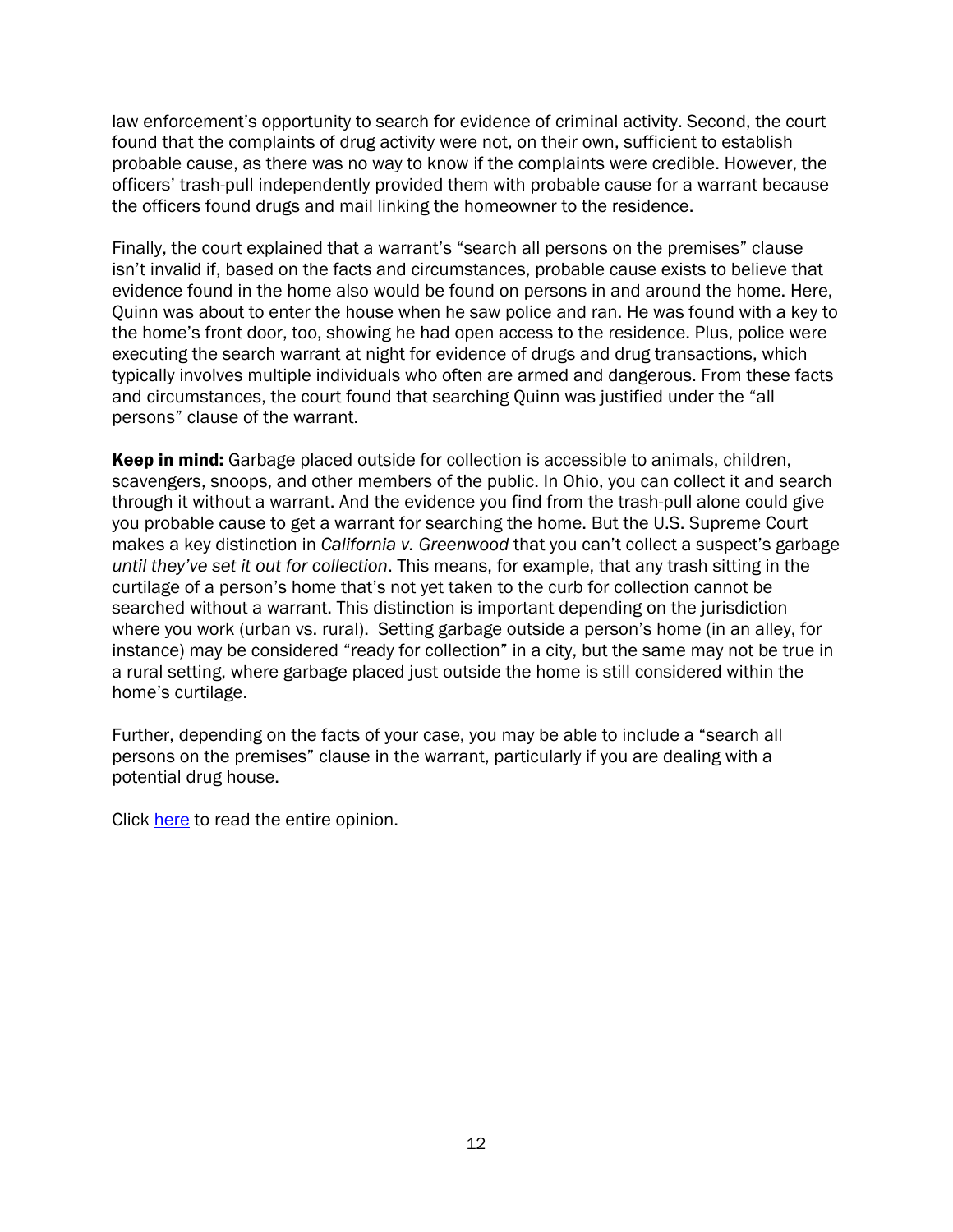law enforcement's opportunity to search for evidence of criminal activity. Second, the court found that the complaints of drug activity were not, on their own, sufficient to establish probable cause, as there was no way to know if the complaints were credible. However, the officers' trash-pull independently provided them with probable cause for a warrant because the officers found drugs and mail linking the homeowner to the residence.

Finally, the court explained that a warrant's "search all persons on the premises" clause isn't invalid if, based on the facts and circumstances, probable cause exists to believe that evidence found in the home also would be found on persons in and around the home. Here, Quinn was about to enter the house when he saw police and ran. He was found with a key to the home's front door, too, showing he had open access to the residence. Plus, police were executing the search warrant at night for evidence of drugs and drug transactions, which typically involves multiple individuals who often are armed and dangerous. From these facts and circumstances, the court found that searching Quinn was justified under the "all persons" clause of the warrant.

**Keep in mind:** Garbage placed outside for collection is accessible to animals, children, scavengers, snoops, and other members of the public. In Ohio, you can collect it and search through it without a warrant. And the evidence you find from the trash-pull alone could give you probable cause to get a warrant for searching the home. But the U.S. Supreme Court makes a key distinction in *California v. Greenwood* that you can't collect a suspect's garbage *until they've set it out for collection*. This means, for example, that any trash sitting in the curtilage of a person's home that's not yet taken to the curb for collection cannot be searched without a warrant. This distinction is important depending on the jurisdiction where you work (urban vs. rural). Setting garbage outside a person's home (in an alley, for instance) may be considered "ready for collection" in a city, but the same may not be true in a rural setting, where garbage placed just outside the home is still considered within the home's curtilage.

Further, depending on the facts of your case, you may be able to include a "search all persons on the premises" clause in the warrant, particularly if you are dealing with a potential drug house.

Click [here] to read the entire opinion.